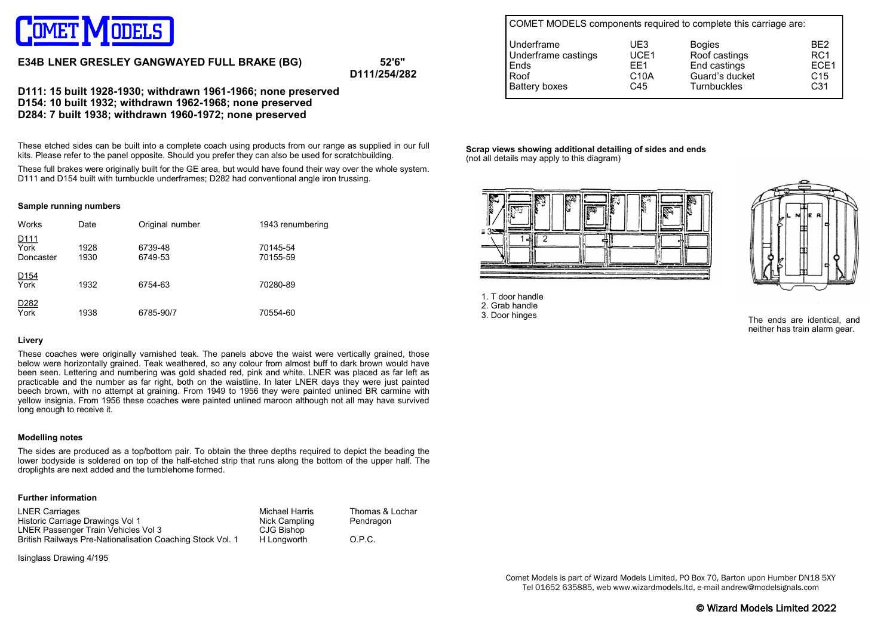# COMET MODELS

## E34B LNER GRESLEY GANGWAYED FULL BRAKE (BG)

52'6"
D111/254/282

**D111: 15 built 1928-1930; withdrawn 1961-1966; none preserved**
**D154: 10 built 1932; withdrawn 1962-1968; none preserved**
**D284: 7 built 1938; withdrawn 1960-1972; none preserved**

These etched sides can be built into a complete coach using products from our range as supplied in our full kits. Please refer to the panel opposite. Should you prefer they can also be used for scratchbuilding.

These full brakes were originally built for the GE area, but would have found their way over the whole system. D111 and D154 built with turnbuckle underframes; D282 had conventional angle iron trussing.

### Sample running numbers

| Works | Date | Original number | 1943 renumbering |
|---|---|---|---|
| D111 | | | |
| York | 1928 | 6739-48 | 70145-54 |
| Doncaster | 1930 | 6749-53 | 70155-59 |
| D154 | | | |
| York | 1932 | 6754-63 | 70280-89 |
| D282 | | | |
| York | 1938 | 6785-90/7 | 70554-60 |

### Livery

These coaches were originally varnished teak. The panels above the waist were vertically grained, those below were horizontally grained. Teak weathered, so any colour from almost buff to dark brown would have been seen. Lettering and numbering was gold shaded red, pink and white. LNER was placed as far left as practicable and the number as far right, both on the waistline. In later LNER days they were just painted beech brown, with no attempt at graining. From 1949 to 1956 they were painted unlined BR carmine with yellow insignia. From 1956 these coaches were painted unlined maroon although not all may have survived long enough to receive it.

### Modelling notes

The sides are produced as a top/bottom pair. To obtain the three depths required to depict the beading the lower bodyside is soldered on top of the half-etched strip that runs along the bottom of the upper half. The droplights are next added and the tumblehome formed.

### Further information

| | | |
|---|---|---|
| LNER Carriages | Michael Harris | Thomas & Lochar |
| Historic Carriage Drawings Vol 1 | Nick Campling | Pendragon |
| LNER Passenger Train Vehicles Vol 3 | CJG Bishop | |
| British Railways Pre-Nationalisation Coaching Stock Vol. 1 | H Longworth | O.P.C. |

Isinglass Drawing 4/195

COMET MODELS components required to complete this carriage are:

| | | | |
|---|---|---|---|
| Underframe | UE3 | Bogies | BE2 |
| Underframe castings | UCE1 | Roof castings | RC1 |
| Ends | EE1 | End castings | ECE1 |
| Roof | C10A | Guard's ducket | C15 |
| Battery boxes | C45 | Turnbuckles | C31 |

**Scrap views showing additional detailing of sides and ends**
(not all details may apply to this diagram)

1. T door handle
2. Grab handle
3. Door hinges

The ends are identical, and neither has train alarm gear.

Comet Models is part of Wizard Models Limited, PO Box 70, Barton upon Humber DN18 5XY
Tel 01652 635885, web www.wizardmodels.ltd, e-mail andrew@modelsignals.com

© Wizard Models Limited 2022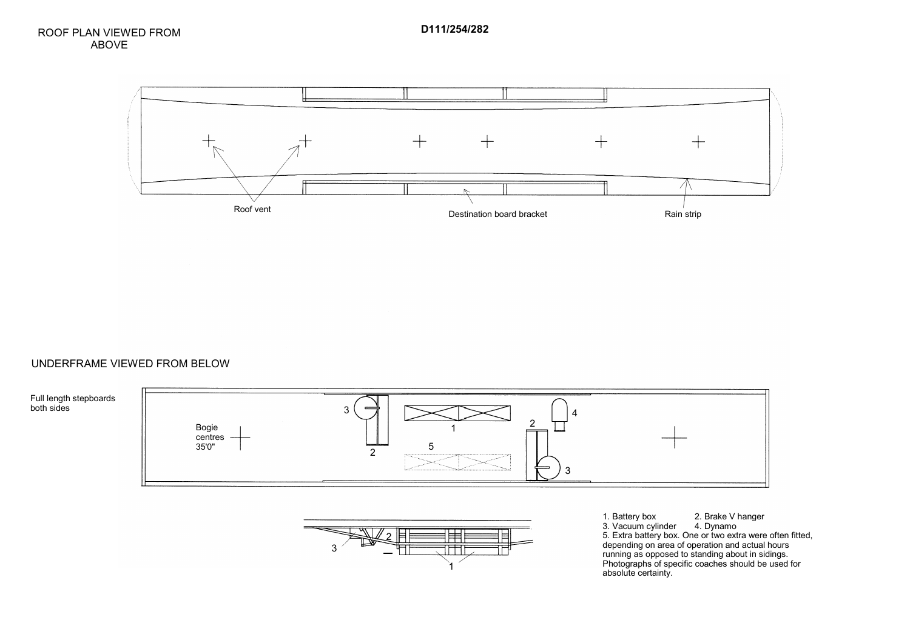D111/254/282

## ROOF PLAN VIEWED FROM ABOVE

Roof vent

Destination board bracket

Rain strip

## UNDERFRAME VIEWED FROM BELOW

Full length stepboards both sides

Bogie centres 35'0"

1. Battery box
2. Brake V hanger
3. Vacuum cylinder
4. Dynamo
5. Extra battery box. One or two extra were often fitted, depending on area of operation and actual hours running as opposed to standing about in sidings. Photographs of specific coaches should be used for absolute certainty.